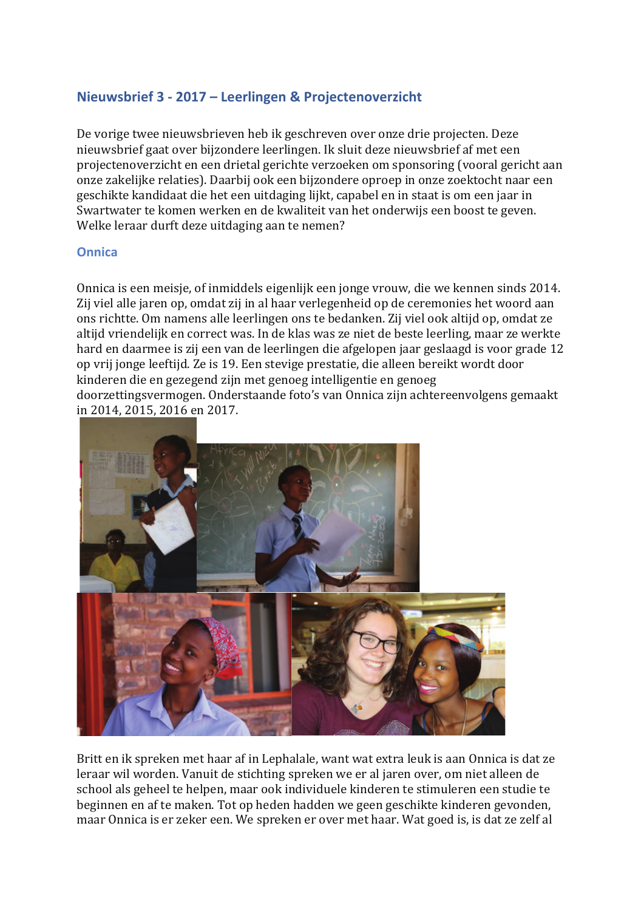## Nieuwsbrief 3 - 2017 – Leerlingen & Projectenoverzicht

De vorige twee nieuwsbrieven heb ik geschreven over onze drie projecten. Deze nieuwsbrief gaat over bijzondere leerlingen. Ik sluit deze nieuwsbrief af met een projectenoverzicht en een drietal gerichte verzoeken om sponsoring (vooral gericht aan onze zakelijke relaties). Daarbij ook een bijzondere oproep in onze zoektocht naar een geschikte kandidaat die het een uitdaging lijkt, capabel en in staat is om een jaar in Swartwater te komen werken en de kwaliteit van het onderwijs een boost te geven. Welke leraar durft deze uitdaging aan te nemen?

### Onnica

Onnica is een meisje, of inmiddels eigenlijk een jonge vrouw, die we kennen sinds 2014. Zij viel alle jaren op, omdat zij in al haar verlegenheid op de ceremonies het woord aan ons richtte. Om namens alle leerlingen ons te bedanken. Zij viel ook altijd op, omdat ze altijd vriendelijk en correct was. In de klas was ze niet de beste leerling, maar ze werkte hard en daarmee is zij een van de leerlingen die afgelopen jaar geslaagd is voor grade 12 op vrij jonge leeftijd. Ze is 19. Een stevige prestatie, die alleen bereikt wordt door kinderen die en gezegend zijn met genoeg intelligentie en genoeg doorzettingsvermogen. Onderstaande foto's van Onnica zijn achtereenvolgens gemaakt in 2014, 2015, 2016 en 2017.

Britt en ik spreken met haar af in Lephalale, want wat extra leuk is aan Onnica is dat ze leraar wil worden. Vanuit de stichting spreken we er al jaren over, om niet alleen de school als geheel te helpen, maar ook individuele kinderen te stimuleren een studie te beginnen en af te maken. Tot op heden hadden we geen geschikte kinderen gevonden, maar Onnica is er zeker een. We spreken er over met haar. Wat goed is, is dat ze zelf al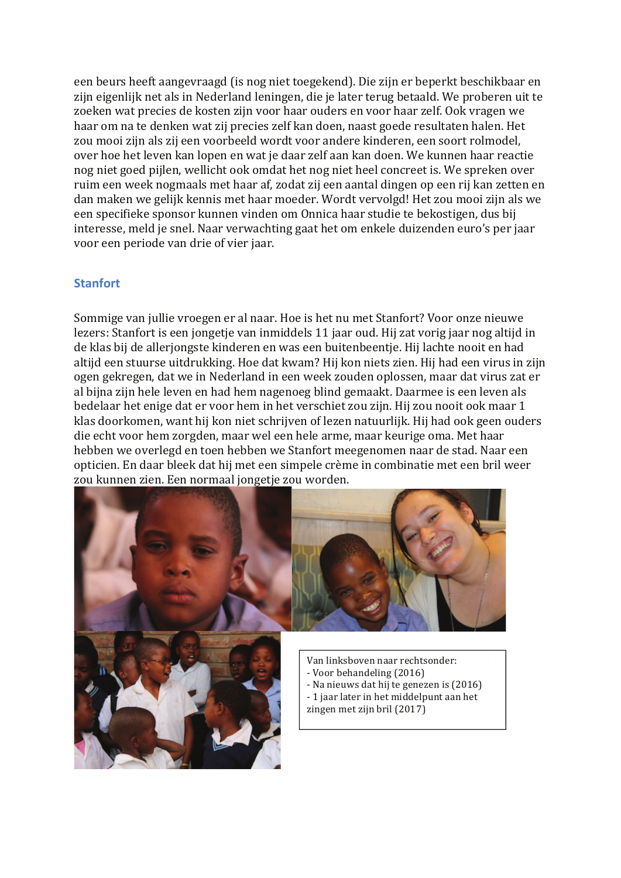een beurs heeft aangevraagd (is nog niet toegekend). Die zijn er beperkt beschikbaar en zijn eigenlijk net als in Nederland leningen, die je later terug betaald. We proberen uit te zoeken wat precies de kosten zijn voor haar ouders en voor haar zelf. Ook vragen we haar om na te denken wat zij precies zelf kan doen, naast goede resultaten halen. Het zou mooi zijn als zij een voorbeeld wordt voor andere kinderen, een soort rolmodel, over hoe het leven kan lopen en wat je daar zelf aan kan doen. We kunnen haar reactie nog niet goed pijlen, wellicht ook omdat het nog niet heel concreet is. We spreken over ruim een week nogmaals met haar af, zodat zij een aantal dingen op een rij kan zetten en dan maken we gelijk kennis met haar moeder. Wordt vervolgd! Het zou mooi zijn als we een specifieke sponsor kunnen vinden om Onnica haar studie te bekostigen, dus bij interesse, meld je snel. Naar verwachting gaat het om enkele duizenden euro's per jaar voor een periode van drie of vier jaar.

## Stanfort

Sommige van jullie vroegen er al naar. Hoe is het nu met Stanfort? Voor onze nieuwe lezers: Stanfort is een jongetje van inmiddels 11 jaar oud. Hij zat vorig jaar nog altijd in de klas bij de allerjongste kinderen en was een buitenbeentje. Hij lachte nooit en had altijd een stuurse uitdrukking. Hoe dat kwam? Hij kon niets zien. Hij had een virus in zijn ogen gekregen, dat we in Nederland in een week zouden oplossen, maar dat virus zat er al bijna zijn hele leven en had hem nagenoeg blind gemaakt. Daarmee is een leven als bedelaar het enige dat er voor hem in het verschiet zou zijn. Hij zou nooit ook maar 1 klas doorkomen, want hij kon niet schrijven of lezen natuurlijk. Hij had ook geen ouders die echt voor hem zorgden, maar wel een hele arme, maar keurige oma. Met haar hebben we overlegd en toen hebben we Stanfort meegenomen naar de stad. Naar een opticien. En daar bleek dat hij met een simpele crème in combinatie met een bril weer zou kunnen zien. Een normaal jongetje zou worden.

Van linksboven naar rechtsonder:
- Voor behandeling (2016)
- Na nieuws dat hij te genezen is (2016)
- 1 jaar later in het middelpunt aan het zingen met zijn bril (2017)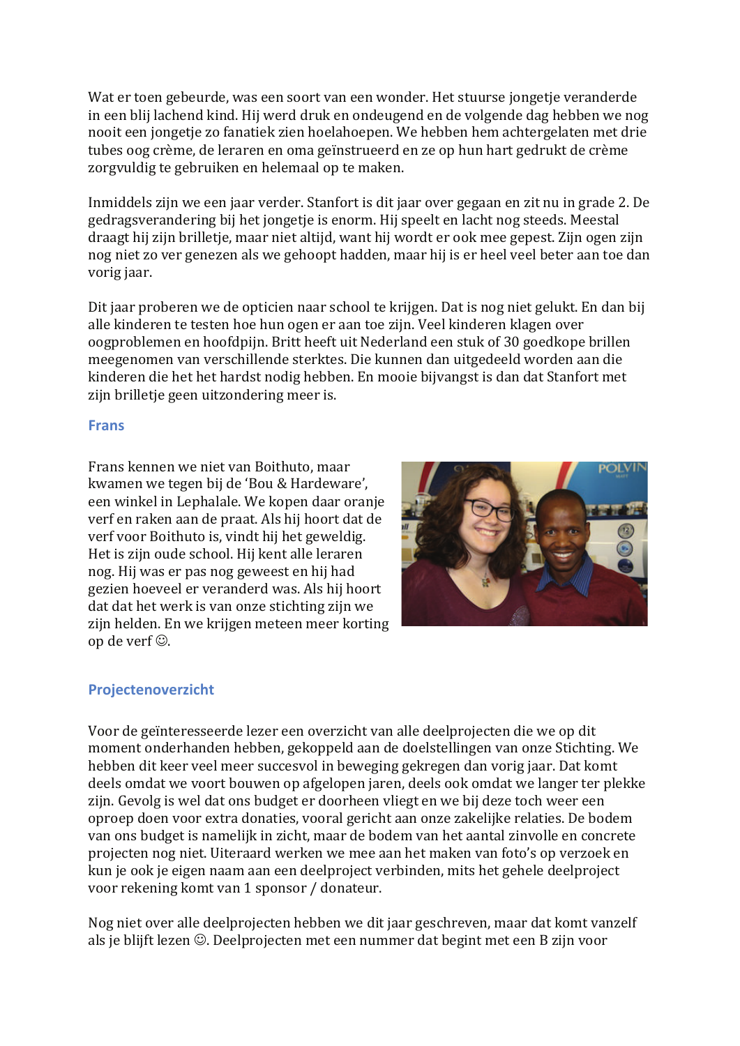Wat er toen gebeurde, was een soort van een wonder. Het stuurse jongetje veranderde in een blij lachend kind. Hij werd druk en ondeugend en de volgende dag hebben we nog nooit een jongetje zo fanatiek zien hoelahoepen. We hebben hem achtergelaten met drie tubes oog crème, de leraren en oma geïnstrueerd en ze op hun hart gedrukt de crème zorgvuldig te gebruiken en helemaal op te maken.

Inmiddels zijn we een jaar verder. Stanfort is dit jaar over gegaan en zit nu in grade 2. De gedragsverandering bij het jongetje is enorm. Hij speelt en lacht nog steeds. Meestal draagt hij zijn brilletje, maar niet altijd, want hij wordt er ook mee gepest. Zijn ogen zijn nog niet zo ver genezen als we gehoopt hadden, maar hij is er heel veel beter aan toe dan vorig jaar.

Dit jaar proberen we de opticien naar school te krijgen. Dat is nog niet gelukt. En dan bij alle kinderen te testen hoe hun ogen er aan toe zijn. Veel kinderen klagen over oogproblemen en hoofdpijn. Britt heeft uit Nederland een stuk of 30 goedkope brillen meegenomen van verschillende sterktes. Die kunnen dan uitgedeeld worden aan die kinderen die het het hardst nodig hebben. En mooie bijvangst is dan dat Stanfort met zijn brilletje geen uitzondering meer is.

## Frans

Frans kennen we niet van Boithuto, maar kwamen we tegen bij de 'Bou & Hardeware', een winkel in Lephalale. We kopen daar oranje verf en raken aan de praat. Als hij hoort dat de verf voor Boithuto is, vindt hij het geweldig. Het is zijn oude school. Hij kent alle leraren nog. Hij was er pas nog geweest en hij had gezien hoeveel er veranderd was. Als hij hoort dat dat het werk is van onze stichting zijn we zijn helden. En we krijgen meteen meer korting op de verf ☺.

## Projectenoverzicht

Voor de geïnteresseerde lezer een overzicht van alle deelprojecten die we op dit moment onderhanden hebben, gekoppeld aan de doelstellingen van onze Stichting. We hebben dit keer veel meer succesvol in beweging gekregen dan vorig jaar. Dat komt deels omdat we voort bouwen op afgelopen jaren, deels ook omdat we langer ter plekke zijn. Gevolg is wel dat ons budget er doorheen vliegt en we bij deze toch weer een oproep doen voor extra donaties, vooral gericht aan onze zakelijke relaties. De bodem van ons budget is namelijk in zicht, maar de bodem van het aantal zinvolle en concrete projecten nog niet. Uiteraard werken we mee aan het maken van foto's op verzoek en kun je ook je eigen naam aan een deelproject verbinden, mits het gehele deelproject voor rekening komt van 1 sponsor / donateur.

Nog niet over alle deelprojecten hebben we dit jaar geschreven, maar dat komt vanzelf als je blijft lezen ☺. Deelprojecten met een nummer dat begint met een B zijn voor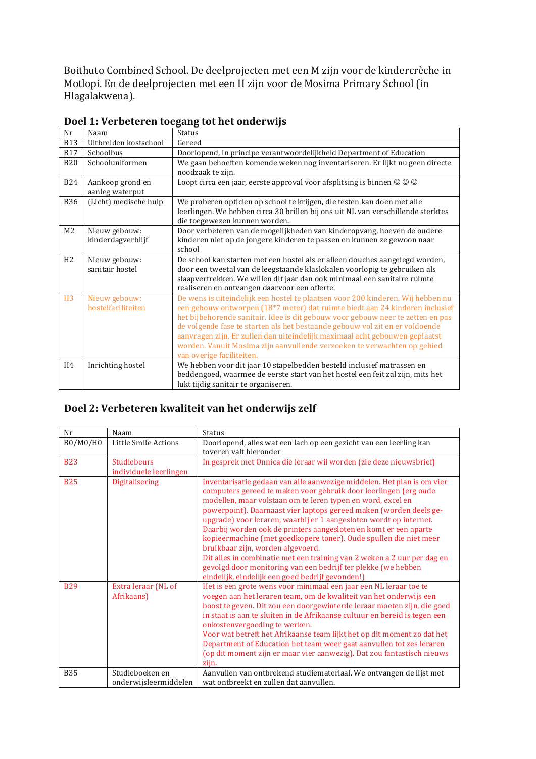Boithuto Combined School. De deelprojecten met een M zijn voor de kindercrèche in Motlopi. En de deelprojecten met een H zijn voor de Mosima Primary School (in Hlagalakwena).

## Doel 1: Verbeteren toegang tot het onderwijs

| Nr | Naam | Status |
|---|---|---|
| B13 | Uitbreiden kostschool | Gereed |
| B17 | Schoolbus | Doorlopend, in principe verantwoordelijkheid Department of Education |
| B20 | Schooluniformen | We gaan behoeften komende weken nog inventariseren. Er lijkt nu geen directe noodzaak te zijn. |
| B24 | Aankoop grond en aanleg waterput | Loopt circa een jaar, eerste approval voor afsplitsing is binnen ☺ ☺ ☺ |
| B36 | (Licht) medische hulp | We proberen opticien op school te krijgen, die testen kan doen met alle leerlingen. We hebben circa 30 brillen bij ons uit NL van verschillende sterktes die toegewezen kunnen worden. |
| M2 | Nieuw gebouw: kinderdagverblijf | Door verbeteren van de mogelijkheden van kinderopvang, hoeven de oudere kinderen niet op de jongere kinderen te passen en kunnen ze gewoon naar school |
| H2 | Nieuw gebouw: sanitair hostel | De school kan starten met een hostel als er alleen douches aangelegd worden, door een tweetal van de leegstaande klaslokalen voorlopig te gebruiken als slaapvertrekken. We willen dit jaar dan ook minimaal een sanitaire ruimte realiseren en ontvangen daarvoor een offerte. |
| H3 | Nieuw gebouw: hostelfaciliteiten | De wens is uiteindelijk een hostel te plaatsen voor 200 kinderen. Wij hebben nu een gebouw ontworpen (18*7 meter) dat ruimte biedt aan 24 kinderen inclusief het bijbehorende sanitair. Idee is dit gebouw voor gebouw neer te zetten en pas de volgende fase te starten als het bestaande gebouw vol zit en er voldoende aanvragen zijn. Er zullen dan uiteindelijk maximaal acht gebouwen geplaatst worden. Vanuit Mosima zijn aanvullende verzoeken te verwachten op gebied van overige faciliteiten. |
| H4 | Inrichting hostel | We hebben voor dit jaar 10 stapelbedden besteld inclusief matrassen en beddengoed, waarmee de eerste start van het hostel een feit zal zijn, mits het lukt tijdig sanitair te organiseren. |

## Doel 2: Verbeteren kwaliteit van het onderwijs zelf

| Nr | Naam | Status |
|---|---|---|
| B0/M0/H0 | Little Smile Actions | Doorlopend, alles wat een lach op een gezicht van een leerling kan toveren valt hieronder |
| B23 | Studiebeurs individuele leerlingen | In gesprek met Onnica die leraar wil worden (zie deze nieuwsbrief) |
| B25 | Digitalisering | Inventarisatie gedaan van alle aanwezige middelen. Het plan is om vier computers gereed te maken voor gebruik door leerlingen (erg oude modellen, maar volstaan om te leren typen en word, excel en powerpoint). Daarnaast vier laptops gereed maken (worden deels ge-upgrade) voor leraren, waarbij er 1 aangesloten wordt op internet. Daarbij worden ook de printers aangesloten en komt er een aparte kopieermachine (met goedkopere toner). Oude spullen die niet meer bruikbaar zijn, worden afgevoerd.<br>Dit alles in combinatie met een training van 2 weken a 2 uur per dag en gevolgd door monitoring van een bedrijf ter plekke (we hebben eindelijk, eindelijk een goed bedrijf gevonden!) |
| B29 | Extra leraar (NL of Afrikaans) | Het is een grote wens voor minimaal een jaar een NL leraar toe te voegen aan het leraren team, om de kwaliteit van het onderwijs een boost te geven. Dit zou een doorgewinterde leraar moeten zijn, die goed in staat is aan te sluiten in de Afrikaanse cultuur en bereid is tegen een onkostenvergoeding te werken.<br>Voor wat betreft het Afrikaanse team lijkt het op dit moment zo dat het Department of Education het team weer gaat aanvullen tot zes leraren (op dit moment zijn er maar vier aanwezig). Dat zou fantastisch nieuws zijn. |
| B35 | Studieboeken en onderwijsleermiddelen | Aanvullen van ontbrekend studiemateriaal. We ontvangen de lijst met wat ontbreekt en zullen dat aanvullen. |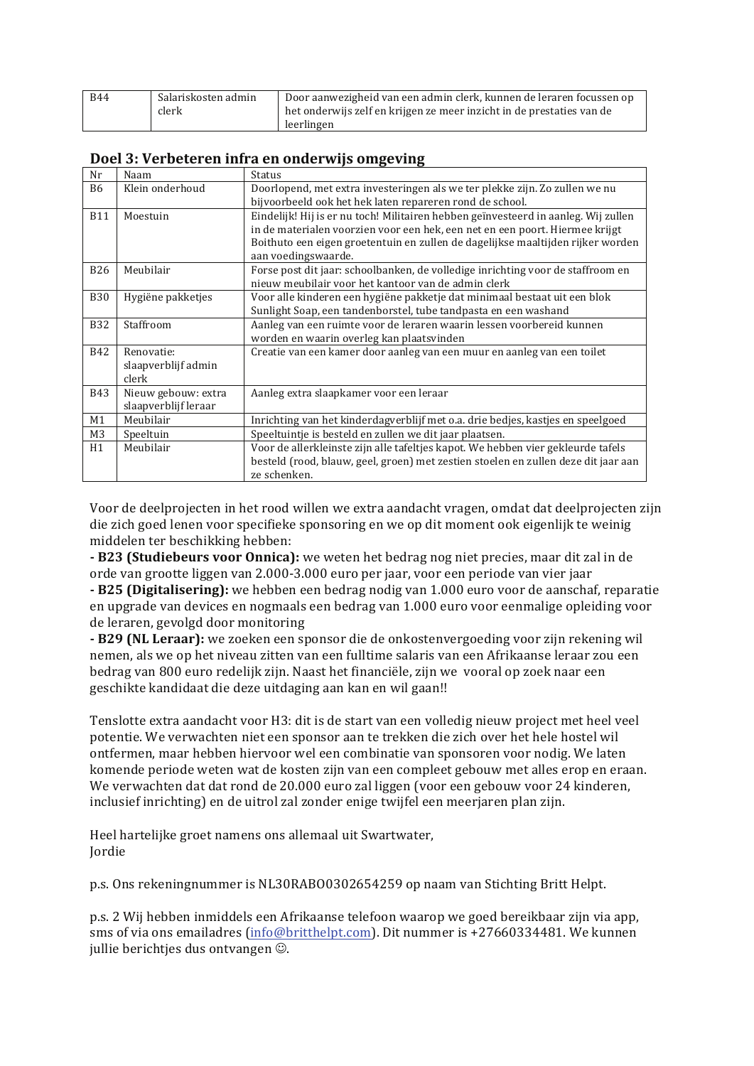| | | |
|---|---|---|
| B44 | Salariskosten admin clerk | Door aanwezigheid van een admin clerk, kunnen de leraren focussen op het onderwijs zelf en krijgen ze meer inzicht in de prestaties van de leerlingen |

## Doel 3: Verbeteren infra en onderwijs omgeving

| Nr | Naam | Status |
|---|---|---|
| B6 | Klein onderhoud | Doorlopend, met extra investeringen als we ter plekke zijn. Zo zullen we nu bijvoorbeeld ook het hek laten repareren rond de school. |
| B11 | Moestuin | Eindelijk! Hij is er nu toch! Militairen hebben geïnvesteerd in aanleg. Wij zullen in de materialen voorzien voor een hek, een net en een poort. Hiermee krijgt Boithuto een eigen groetentuin en zullen de dagelijkse maaltijden rijker worden aan voedingswaarde. |
| B26 | Meubilair | Forse post dit jaar: schoolbanken, de volledige inrichting voor de staffroom en nieuw meubilair voor het kantoor van de admin clerk |
| B30 | Hygiëne pakketjes | Voor alle kinderen een hygiëne pakketje dat minimaal bestaat uit een blok Sunlight Soap, een tandenborstel, tube tandpasta en een washand |
| B32 | Staffroom | Aanleg van een ruimte voor de leraren waarin lessen voorbereid kunnen worden en waarin overleg kan plaatsvinden |
| B42 | Renovatie: slaapverblijf admin clerk | Creatie van een kamer door aanleg van een muur en aanleg van een toilet |
| B43 | Nieuw gebouw: extra slaapverblijf leraar | Aanleg extra slaapkamer voor een leraar |
| M1 | Meubilair | Inrichting van het kinderdagverblijf met o.a. drie bedjes, kastjes en speelgoed |
| M3 | Speeltuin | Speeltuintje is besteld en zullen we dit jaar plaatsen. |
| H1 | Meubilair | Voor de allerkleinste zijn alle tafeltjes kapot. We hebben vier gekleurde tafels besteld (rood, blauw, geel, groen) met zestien stoelen en zullen deze dit jaar aan ze schenken. |

Voor de deelprojecten in het rood willen we extra aandacht vragen, omdat dat deelprojecten zijn die zich goed lenen voor specifieke sponsoring en we op dit moment ook eigenlijk te weinig middelen ter beschikking hebben:
**- B23 (Studiebeurs voor Onnica):** we weten het bedrag nog niet precies, maar dit zal in de orde van grootte liggen van 2.000-3.000 euro per jaar, voor een periode van vier jaar
**- B25 (Digitalisering):** we hebben een bedrag nodig van 1.000 euro voor de aanschaf, reparatie en upgrade van devices en nogmaals een bedrag van 1.000 euro voor eenmalige opleiding voor de leraren, gevolgd door monitoring
**- B29 (NL Leraar):** we zoeken een sponsor die de onkostenvergoeding voor zijn rekening wil nemen, als we op het niveau zitten van een fulltime salaris van een Afrikaanse leraar zou een bedrag van 800 euro redelijk zijn. Naast het financiële, zijn we vooral op zoek naar een geschikte kandidaat die deze uitdaging aan kan en wil gaan!!

Tenslotte extra aandacht voor H3: dit is de start van een volledig nieuw project met heel veel potentie. We verwachten niet een sponsor aan te trekken die zich over het hele hostel wil ontfermen, maar hebben hiervoor wel een combinatie van sponsoren voor nodig. We laten komende periode weten wat de kosten zijn van een compleet gebouw met alles erop en eraan. We verwachten dat dat rond de 20.000 euro zal liggen (voor een gebouw voor 24 kinderen, inclusief inrichting) en de uitrol zal zonder enige twijfel een meerjaren plan zijn.

Heel hartelijke groet namens ons allemaal uit Swartwater,
Jordie

p.s. Ons rekeningnummer is NL30RABO0302654259 op naam van Stichting Britt Helpt.

p.s. 2 Wij hebben inmiddels een Afrikaanse telefoon waarop we goed bereikbaar zijn via app, sms of via ons emailadres (info@britthelpt.com). Dit nummer is +27660334481. We kunnen jullie berichtjes dus ontvangen ☺.